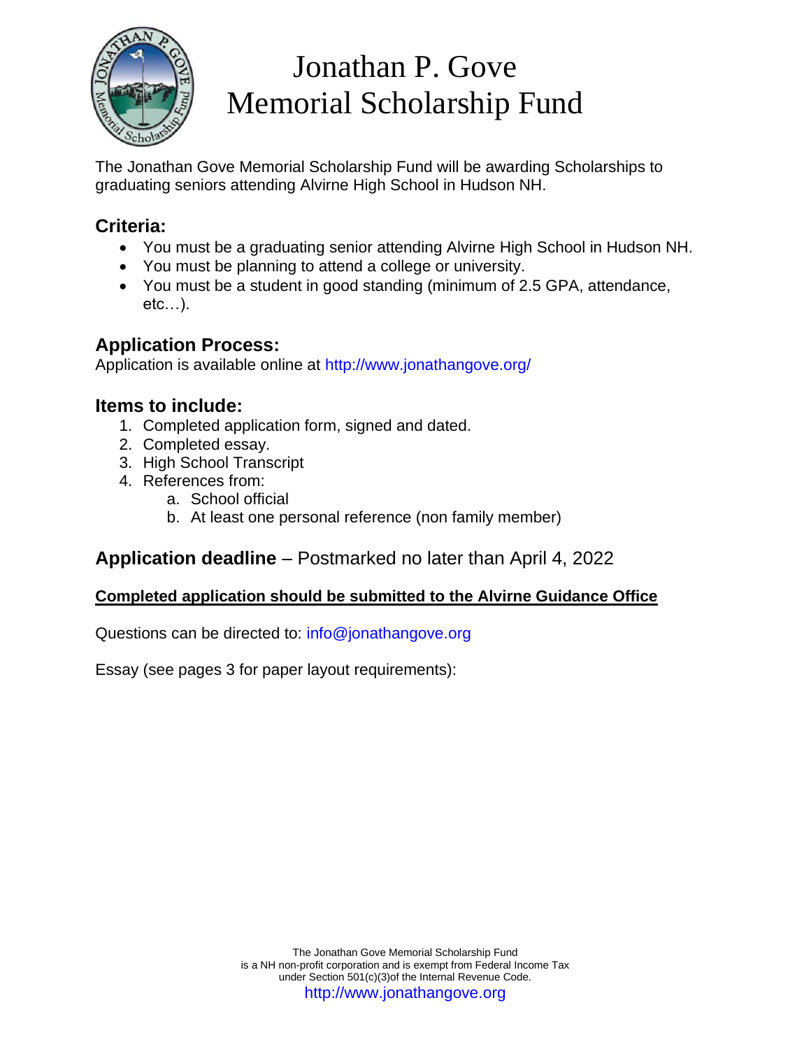# Jonathan P. Gove Memorial Scholarship Fund

The Jonathan Gove Memorial Scholarship Fund will be awarding Scholarships to graduating seniors attending Alvirne High School in Hudson NH.

## Criteria:

- You must be a graduating senior attending Alvirne High School in Hudson NH.
- You must be planning to attend a college or university.
- You must be a student in good standing (minimum of 2.5 GPA, attendance, etc…).

## Application Process:

Application is available online at http://www.jonathangove.org/

## Items to include:

1. Completed application form, signed and dated.
2. Completed essay.
3. High School Transcript
4. References from:
   a. School official
   b. At least one personal reference (non family member)

## Application deadline – Postmarked no later than April 4, 2022

**Completed application should be submitted to the Alvirne Guidance Office**

Questions can be directed to: info@jonathangove.org

Essay (see pages 3 for paper layout requirements):

The Jonathan Gove Memorial Scholarship Fund is a NH non-profit corporation and is exempt from Federal Income Tax under Section 501(c)(3)of the Internal Revenue Code.
http://www.jonathangove.org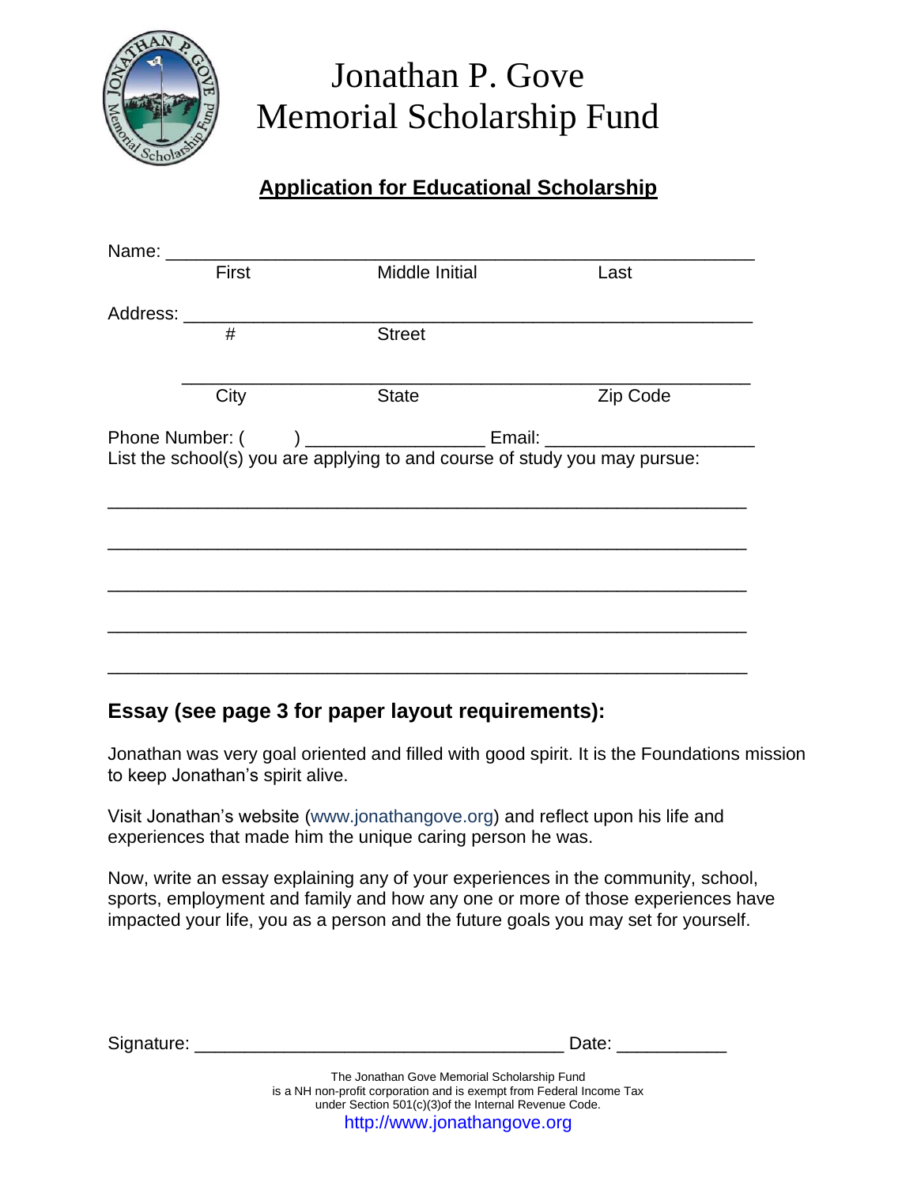# Jonathan P. Gove
# Memorial Scholarship Fund

## Application for Educational Scholarship

Name: ____________________________________________________________
First Middle Initial Last

Address: __________________________________________________________
\# Street

__________________________________________________________
City State Zip Code

Phone Number: ( ) _________________ Email: ____________________
List the school(s) you are applying to and course of study you may pursue:

____________________________________________________________

____________________________________________________________

____________________________________________________________

____________________________________________________________

____________________________________________________________

### Essay (see page 3 for paper layout requirements):

Jonathan was very goal oriented and filled with good spirit. It is the Foundations mission to keep Jonathan's spirit alive.

Visit Jonathan's website (www.jonathangove.org) and reflect upon his life and experiences that made him the unique caring person he was.

Now, write an essay explaining any of your experiences in the community, school, sports, employment and family and how any one or more of those experiences have impacted your life, you as a person and the future goals you may set for yourself.

Signature: ___________________________________ Date: ___________

The Jonathan Gove Memorial Scholarship Fund
is a NH non-profit corporation and is exempt from Federal Income Tax
under Section 501(c)(3)of the Internal Revenue Code.
http://www.jonathangove.org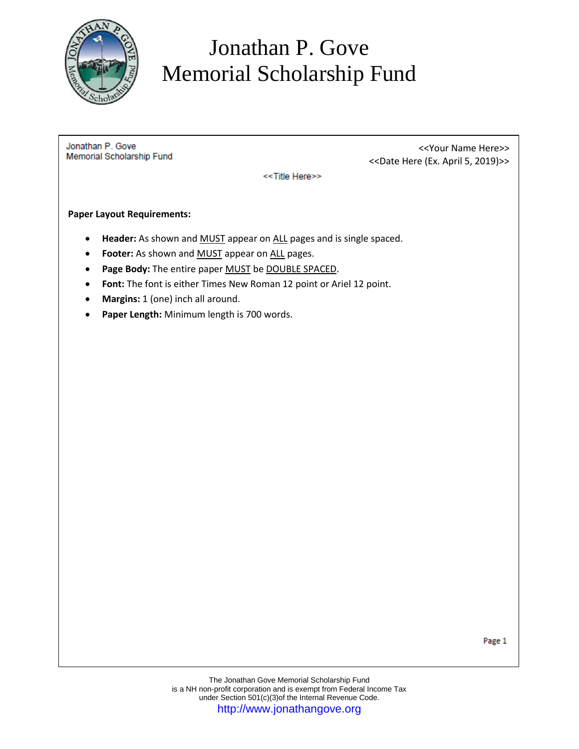# Jonathan P. Gove Memorial Scholarship Fund

Jonathan P. Gove
Memorial Scholarship Fund

<<Your Name Here>>
<<Date Here (Ex. April 5, 2019)>>

<<Title Here>>

**Paper Layout Requirements:**

- **Header:** As shown and MUST appear on ALL pages and is single spaced.
- **Footer:** As shown and MUST appear on ALL pages.
- **Page Body:** The entire paper MUST be DOUBLE SPACED.
- **Font:** The font is either Times New Roman 12 point or Ariel 12 point.
- **Margins:** 1 (one) inch all around.
- **Paper Length:** Minimum length is 700 words.

Page 1

The Jonathan Gove Memorial Scholarship Fund
is a NH non-profit corporation and is exempt from Federal Income Tax
under Section 501(c)(3)of the Internal Revenue Code.
http://www.jonathangove.org